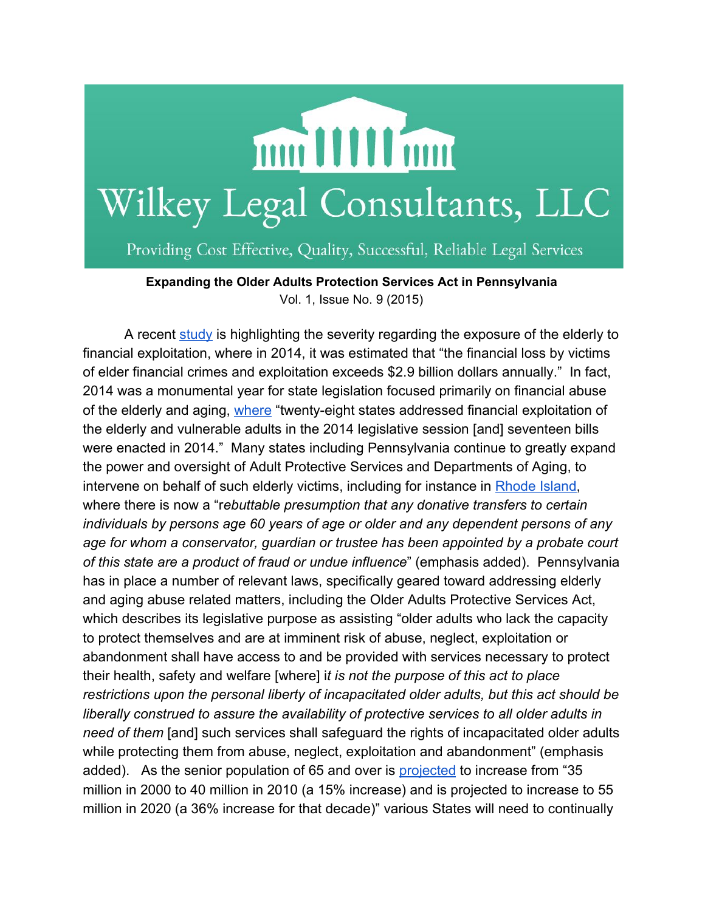# Wilkey Legal Consultants, LLC

Providing Cost Effective, Quality, Successful, Reliable Legal Services

**Expanding the Older Adults Protection Services Act in Pennsylvania**

Vol. 1, Issue No. 9 (2015)

A recent study is highlighting the severity regarding the exposure of the elderly to financial exploitation, where in 2014, it was estimated that "the financial loss by victims of elder financial crimes and exploitation exceeds $2.9 billion dollars annually." In fact, 2014 was a monumental year for state legislation focused primarily on financial abuse of the elderly and aging, where "twenty-eight states addressed financial exploitation of the elderly and vulnerable adults in the 2014 legislative session [and] seventeen bills were enacted in 2014." Many states including Pennsylvania continue to greatly expand the power and oversight of Adult Protective Services and Departments of Aging, to intervene on behalf of such elderly victims, including for instance in Rhode Island, where there is now a "r*ebuttable presumption that any donative transfers to certain individuals by persons age 60 years of age or older and any dependent persons of any age for whom a conservator, guardian or trustee has been appointed by a probate court of this state are a product of fraud or undue influence*" (emphasis added). Pennsylvania has in place a number of relevant laws, specifically geared toward addressing elderly and aging abuse related matters, including the Older Adults Protective Services Act, which describes its legislative purpose as assisting "older adults who lack the capacity to protect themselves and are at imminent risk of abuse, neglect, exploitation or abandonment shall have access to and be provided with services necessary to protect their health, safety and welfare [where] i*t is not the purpose of this act to place restrictions upon the personal liberty of incapacitated older adults, but this act should be liberally construed to assure the availability of protective services to all older adults in need of them* [and] such services shall safeguard the rights of incapacitated older adults while protecting them from abuse, neglect, exploitation and abandonment" (emphasis added). As the senior population of 65 and over is projected to increase from "35 million in 2000 to 40 million in 2010 (a 15% increase) and is projected to increase to 55 million in 2020 (a 36% increase for that decade)" various States will need to continually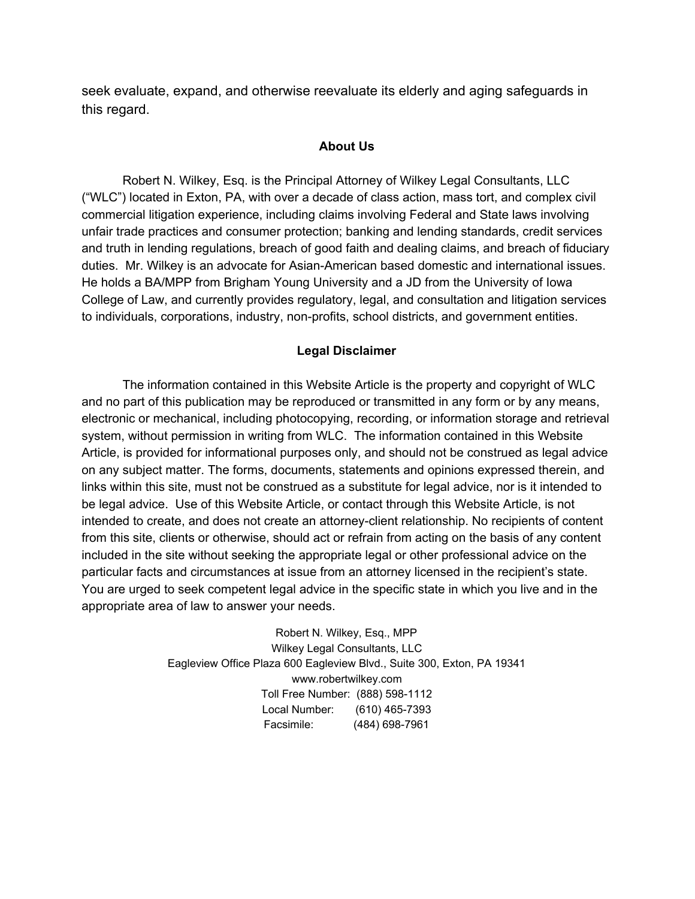seek evaluate, expand, and otherwise reevaluate its elderly and aging safeguards in this regard.

## About Us

Robert N. Wilkey, Esq. is the Principal Attorney of Wilkey Legal Consultants, LLC ("WLC") located in Exton, PA, with over a decade of class action, mass tort, and complex civil commercial litigation experience, including claims involving Federal and State laws involving unfair trade practices and consumer protection; banking and lending standards, credit services and truth in lending regulations, breach of good faith and dealing claims, and breach of fiduciary duties. Mr. Wilkey is an advocate for Asian-American based domestic and international issues. He holds a BA/MPP from Brigham Young University and a JD from the University of Iowa College of Law, and currently provides regulatory, legal, and consultation and litigation services to individuals, corporations, industry, non-profits, school districts, and government entities.

## Legal Disclaimer

The information contained in this Website Article is the property and copyright of WLC and no part of this publication may be reproduced or transmitted in any form or by any means, electronic or mechanical, including photocopying, recording, or information storage and retrieval system, without permission in writing from WLC. The information contained in this Website Article, is provided for informational purposes only, and should not be construed as legal advice on any subject matter. The forms, documents, statements and opinions expressed therein, and links within this site, must not be construed as a substitute for legal advice, nor is it intended to be legal advice. Use of this Website Article, or contact through this Website Article, is not intended to create, and does not create an attorney-client relationship. No recipients of content from this site, clients or otherwise, should act or refrain from acting on the basis of any content included in the site without seeking the appropriate legal or other professional advice on the particular facts and circumstances at issue from an attorney licensed in the recipient's state. You are urged to seek competent legal advice in the specific state in which you live and in the appropriate area of law to answer your needs.

Robert N. Wilkey, Esq., MPP
Wilkey Legal Consultants, LLC
Eagleview Office Plaza 600 Eagleview Blvd., Suite 300, Exton, PA 19341
www.robertwilkey.com
Toll Free Number: (888) 598-1112
Local Number: (610) 465-7393
Facsimile: (484) 698-7961